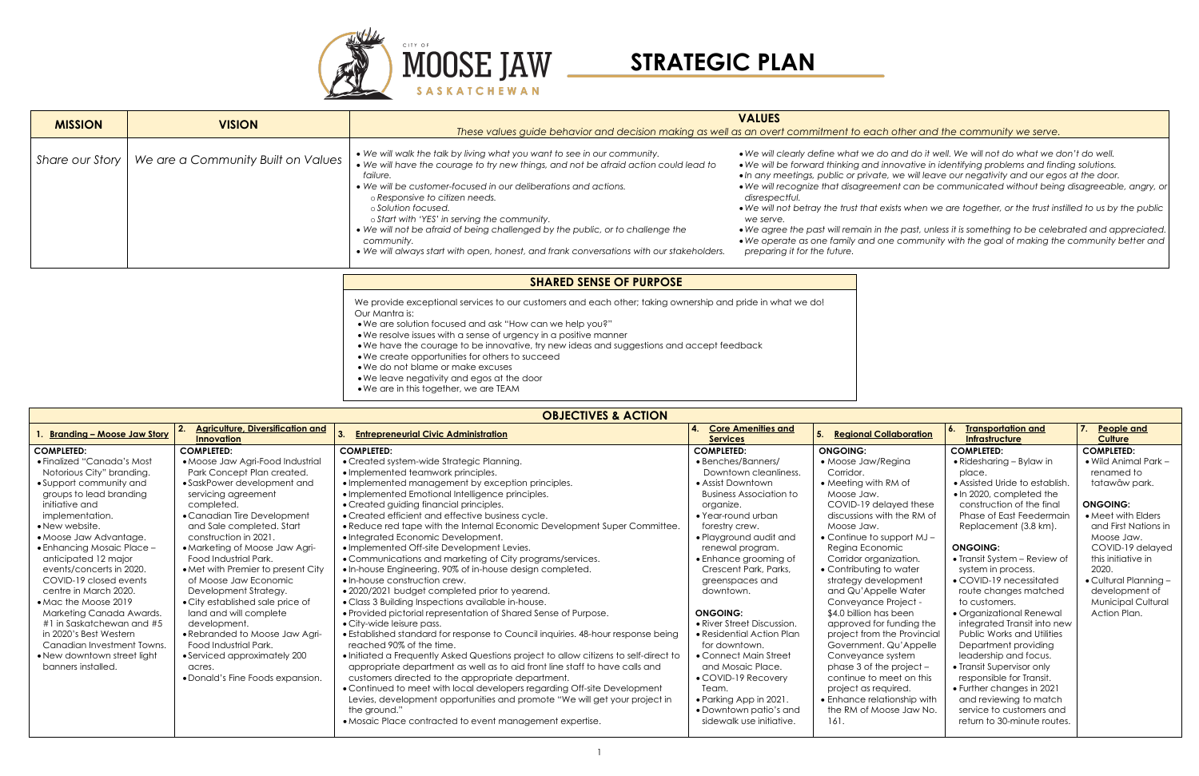# CITY OF MOOSE JAW SASKATCHEWAN

# STRATEGIC PLAN

| MISSION | VISION | VALUES |
|---|---|---|
| | | *These values guide behavior and decision making as well as an overt commitment to each other and the community we serve.* |
| Share our Story | We are a Community Built on Values | *• We will walk the talk by living what you want to see in our community.*<br>*• We will have the courage to try new things, and not be afraid action could lead to failure.*<br>*• We will be customer-focused in our deliberations and actions.*<br>*○ Responsive to citizen needs.*<br>*○ Solution focused.*<br>*○ Start with 'YES' in serving the community.*<br>*• We will not be afraid of being challenged by the public, or to challenge the community.*<br>*• We will always start with open, honest, and frank conversations with our stakeholders.*<br>*• We will clearly define what we do and do it well. We will not do what we don't do well.*<br>*• We will be forward thinking and innovative in identifying problems and finding solutions.*<br>*• In any meetings, public or private, we will leave our negativity and our egos at the door.*<br>*• We will recognize that disagreement can be communicated without being disagreeable, angry, or disrespectful.*<br>*• We will not betray the trust that exists when we are together, or the trust instilled to us by the public we serve.*<br>*• We agree the past will remain in the past, unless it is something to be celebrated and appreciated.*<br>*• We operate as one family and one community with the goal of making the community better and preparing it for the future.* |

## SHARED SENSE OF PURPOSE

We provide exceptional services to our customers and each other; taking ownership and pride in what we do!

Our Mantra is:

- We are solution focused and ask "How can we help you?"
- We resolve issues with a sense of urgency in a positive manner
- We have the courage to be innovative, try new ideas and suggestions and accept feedback
- We create opportunities for others to succeed
- We do not blame or make excuses
- We leave negativity and egos at the door
- We are in this together, we are TEAM

## OBJECTIVES & ACTION

| 1. Branding – Moose Jaw Story | 2. Agriculture, Diversification and Innovation | 3. Entrepreneurial Civic Administration | 4. Core Amenities and Services | 5. Regional Collaboration | 6. Transportation and Infrastructure | 7. People and Culture |
|---|---|---|---|---|---|---|
| **COMPLETED:**<br>• Finalized "Canada's Most Notorious City" branding.<br>• Support community and groups to lead branding initiative and implementation.<br>• New website.<br>• Moose Jaw Advantage.<br>• Enhancing Mosaic Place – anticipated 12 major events/concerts in 2020. COVID-19 closed events centre in March 2020.<br>• Mac the Moose 2019 Marketing Canada Awards. #1 in Saskatchewan and #5 in 2020's Best Western Canadian Investment Towns.<br>• New downtown street light banners installed. | **COMPLETED:**<br>• Moose Jaw Agri-Food Industrial Park Concept Plan created.<br>• SaskPower development and servicing agreement completed.<br>• Canadian Tire Development and Sale completed. Start construction in 2021.<br>• Marketing of Moose Jaw Agri-Food Industrial Park.<br>• Met with Premier to present City of Moose Jaw Economic Development Strategy.<br>• City established sale price of land and will complete development.<br>• Rebranded to Moose Jaw Agri-Food Industrial Park.<br>• Serviced approximately 200 acres.<br>• Donald's Fine Foods expansion. | **COMPLETED:**<br>• Created system-wide Strategic Planning.<br>• Implemented teamwork principles.<br>• Implemented management by exception principles.<br>• Implemented Emotional Intelligence principles.<br>• Created guiding financial principles.<br>• Created efficient and effective business cycle.<br>• Reduce red tape with the Internal Economic Development Super Committee.<br>• Integrated Economic Development.<br>• Implemented Off-site Development Levies.<br>• Communications and marketing of City programs/services.<br>• In-house Engineering. 90% of in-house design completed.<br>• In-house construction crew.<br>• 2020/2021 budget completed prior to yearend.<br>• Class 3 Building Inspections available in-house.<br>• Provided pictorial representation of Shared Sense of Purpose.<br>• City-wide leisure pass.<br>• Established standard for response to Council inquiries. 48-hour response being reached 90% of the time.<br>• Initiated a Frequently Asked Questions project to allow citizens to self-direct to appropriate department as well as to aid front line staff to have calls and customers directed to the appropriate department.<br>• Continued to meet with local developers regarding Off-site Development Levies, development opportunities and promote "We will get your project in the ground."<br>• Mosaic Place contracted to event management expertise. | **COMPLETED:**<br>• Benches/Banners/ Downtown cleanliness.<br>• Assist Downtown Business Association to organize.<br>• Year-round urban forestry crew.<br>• Playground audit and renewal program.<br>• Enhance grooming of Crescent Park, Parks, greenspaces and downtown.<br><br>**ONGOING:**<br>• River Street Discussion.<br>• Residential Action Plan for downtown.<br>• Connect Main Street and Mosaic Place.<br>• COVID-19 Recovery Team.<br>• Parking App in 2021.<br>• Downtown patio's and sidewalk use initiative. | **ONGOING:**<br>• Moose Jaw/Regina Corridor.<br>• Meeting with RM of Moose Jaw. COVID-19 delayed these discussions with the RM of Moose Jaw.<br>• Continue to support MJ – Regina Economic Corridor organization.<br>• Contributing to water strategy development and Qu'Appelle Water Conveyance Project - $4.0 billion has been approved for funding the project from the Provincial Government. Qu'Appelle Conveyance system phase 3 of the project – continue to meet on this project as required.<br>• Enhance relationship with the RM of Moose Jaw No. 161. | **COMPLETED:**<br>• Ridesharing – Bylaw in place.<br>• Assisted Uride to establish.<br>• In 2020, completed the construction of the final Phase of East Feedermain Replacement (3.8 km).<br><br>**ONGOING:**<br>• Transit System – Review of system in process.<br>• COVID-19 necessitated route changes matched to customers.<br>• Organizational Renewal integrated Transit into new Public Works and Utilities Department providing leadership and focus.<br>• Transit Supervisor only responsible for Transit.<br>• Further changes in 2021 and reviewing to match service to customers and return to 30-minute routes. | **COMPLETED:**<br>• Wild Animal Park – renamed to tatawâw park.<br><br>**ONGOING:**<br>• Meet with Elders and First Nations in Moose Jaw. COVID-19 delayed this initiative in 2020.<br>• Cultural Planning – development of Municipal Cultural Action Plan. |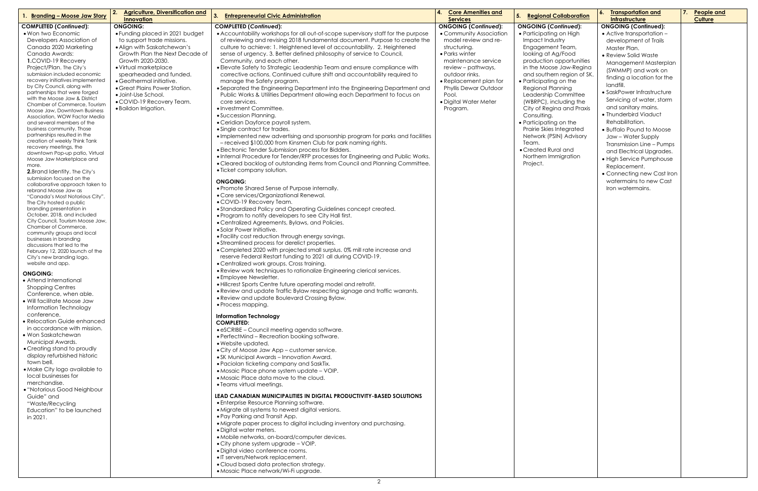| 1. Branding – Moose Jaw Story | 2. Agriculture, Diversification and Innovation | 3. Entrepreneurial Civic Administration | 4. Core Amenities and Services | 5. Regional Collaboration | 6. Transportation and Infrastructure | 7. People and Culture |
|---|---|---|---|---|---|---|
| **COMPLETED (*Continued*):**<br>• Won two Economic Developers Association of Canada 2020 Marketing Canada Awards:<br>**1.**COVID-19 Recovery Project/Plan. The City's submission included economic recovery initiatives implemented by City Council, along with partnerships that were forged with the Moose Jaw & District Chamber of Commerce, Tourism Moose Jaw, Downtown Business Association, WOW Factor Media and several members of the business community. Those partnerships resulted in the creation of weekly Think Tank recovery meetings, the downtown Pop-up patio, Virtual Moose Jaw Marketplace and more.<br>**2.**Brand Identity. The City's submission focused on the collaborative approach taken to rebrand Moose Jaw as "Canada's Most Notorious City". The City hosted a public branding presentation in October, 2018, and included City Council, Tourism Moose Jaw, Chamber of Commerce, community groups and local businesses in branding discussions that led to the February 12, 2020 launch of the City's new branding logo, website and app.<br><br>**ONGOING:**<br>• Attend International Shopping Centres Conference, when able.<br>• Will facilitate Moose Jaw Information Technology conference.<br>• Relocation Guide enhanced in accordance with mission.<br>• Won Saskatchewan Municipal Awards.<br>• Creating stand to proudly display refurbished historic town bell.<br>• Make City logo available to local businesses for merchandise.<br>• "Notorious Good Neighbour Guide" and "Waste/Recycling Education" to be launched in 2021. | **ONGOING:**<br>• Funding placed in 2021 budget to support trade missions.<br>• Align with Saskatchewan's Growth Plan the Next Decade of Growth 2020-2030.<br>• Virtual marketplace spearheaded and funded.<br>• Geothermal initiative.<br>• Great Plains Power Station.<br>• Joint-Use School.<br>• COVID-19 Recovery Team.<br>• Baildon Irrigation. | **COMPLETED (*Continued*):**<br>• Accountability workshops for all out-of-scope supervisory staff for the purpose of reviewing and revising 2018 fundamental document. Purpose to create the culture to achieve: 1. Heightened level of accountability. 2. Heightened sense of urgency. 3. Better defined philosophy of service to Council, Community, and each other.<br>• Elevate Safety to Strategic Leadership Team and ensure compliance with corrective actions. Continued culture shift and accountability required to manage the Safety program.<br>• Separated the Engineering Department into the Engineering Department and Public Works & Utilities Department allowing each Department to focus on core services.<br>• Investment Committee.<br>• Succession Planning.<br>• Ceridian Dayforce payroll system.<br>• Single contract for trades.<br>• Implemented new advertising and sponsorship program for parks and facilities – received $100,000 from Kinsmen Club for park naming rights.<br>• Electronic Tender Submission process for Bidders.<br>• Internal Procedure for Tender/RFP processes for Engineering and Public Works.<br>• Cleared backlog of outstanding items from Council and Planning Committee.<br>• Ticket company solution.<br><br>**ONGOING:**<br>• Promote Shared Sense of Purpose internally.<br>• Core services/Organizational Renewal.<br>• COVID-19 Recovery Team.<br>• Standardized Policy and Operating Guidelines concept created.<br>• Program to notify developers to see City Hall first.<br>• Centralized Agreements, Bylaws, and Policies.<br>• Solar Power Initiative.<br>• Facility cost reduction through energy savings.<br>• Streamlined process for derelict properties.<br>• Completed 2020 with projected small surplus. 0% mill rate increase and reserve Federal Restart funding to 2021 all during COVID-19.<br>• Centralized work groups. Cross training.<br>• Review work techniques to rationalize Engineering clerical services.<br>• Employee Newsletter.<br>• Hillcrest Sports Centre future operating model and retrofit.<br>• Review and update Traffic Bylaw respecting signage and traffic warrants.<br>• Review and update Boulevard Crossing Bylaw.<br>• Process mapping.<br><br>**Information Technology**<br>**COMPLETED:**<br>• eSCRIBE – Council meeting agenda software.<br>• PerfectMind – Recreation booking software.<br>• Website updated.<br>• City of Moose Jaw App – customer service.<br>• SK Municipal Awards – Innovation Award.<br>• Paciolan ticketing company and SaskTix.<br>• Mosaic Place phone system update – VOIP.<br>• Mosaic Place data move to the cloud.<br>• Teams virtual meetings.<br><br>**LEAD CANADIAN MUNICIPALITIES IN DIGITAL PRODUCTIVITY-BASED SOLUTIONS**<br>• Enterprise Resource Planning software.<br>• Migrate all systems to newest digital versions.<br>• Pay Parking and Transit App.<br>• Migrate paper process to digital including inventory and purchasing.<br>• Digital water meters.<br>• Mobile networks, on-board/computer devices.<br>• City phone system upgrade – VOIP.<br>• Digital video conference rooms.<br>• IT servers/Network replacement.<br>• Cloud based data protection strategy.<br>• Mosaic Place network/Wi-Fi upgrade. | **ONGOING (*Continued*):**<br>• Community Association model review and re-structuring.<br>• Parks winter maintenance service review – pathways, outdoor rinks.<br>• Replacement plan for Phyllis Dewar Outdoor Pool.<br>• Digital Water Meter Program. | **ONGOING (*Continued*):**<br>• Participating on High Impact Industry Engagement Team, looking at Ag/Food production opportunities in the Moose Jaw-Regina and southern region of SK.<br>• Participating on the Regional Planning Leadership Committee (WBRPC), including the City of Regina and Praxis Consulting.<br>• Participating on the Prairie Skies Integrated Network (PSIN) Advisory Team.<br>• Created Rural and Northern Immigration Project. | **ONGOING (Continued):**<br>• Active transportation – development of Trails Master Plan.<br>• Review Solid Waste Management Masterplan (SWMMP) and work on finding a location for the landfill.<br>• SaskPower Infrastructure Servicing of water, storm and sanitary mains.<br>• Thunderbird Viaduct Rehabilitation.<br>• Buffalo Pound to Moose Jaw – Water Supply Transmission Line – Pumps and Electrical Upgrades.<br>• High Service Pumphouse Replacement.<br>• Connecting new Cast Iron watermains to new Cast Iron watermains. | |